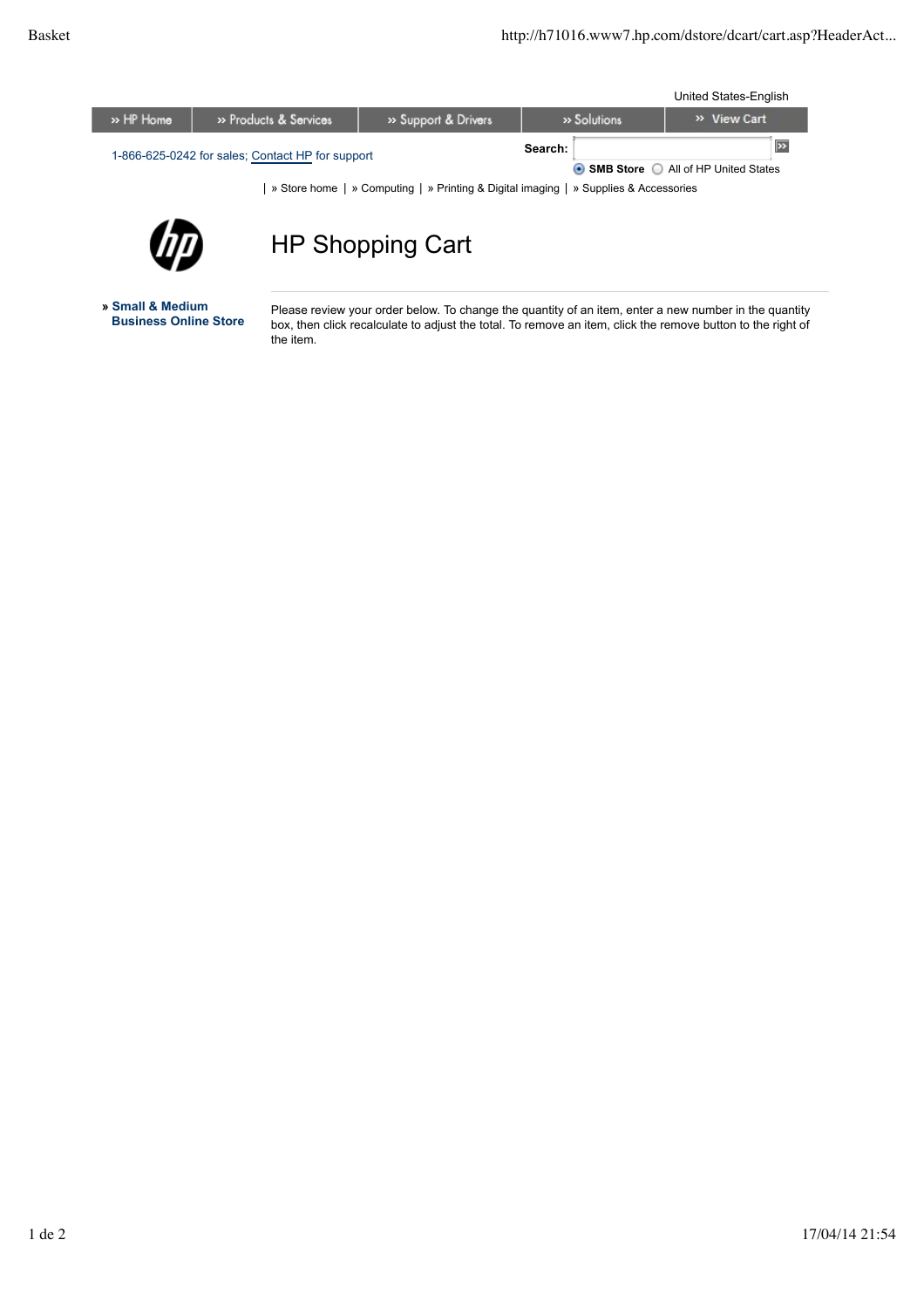United States-English

» HP Home | » Products & Services | » Support & Drivers | » Solutions | » View Cart

1-866-625-0242 for sales; Contact HP for support

Search: 

SMB Store | All of HP United States

| » Store home | » Computing | » Printing & Digital imaging | » Supplies & Accessories

# HP Shopping Cart

**» Small & Medium Business Online Store**

Please review your order below. To change the quantity of an item, enter a new number in the quantity box, then click recalculate to adjust the total. To remove an item, click the remove button to the right of the item.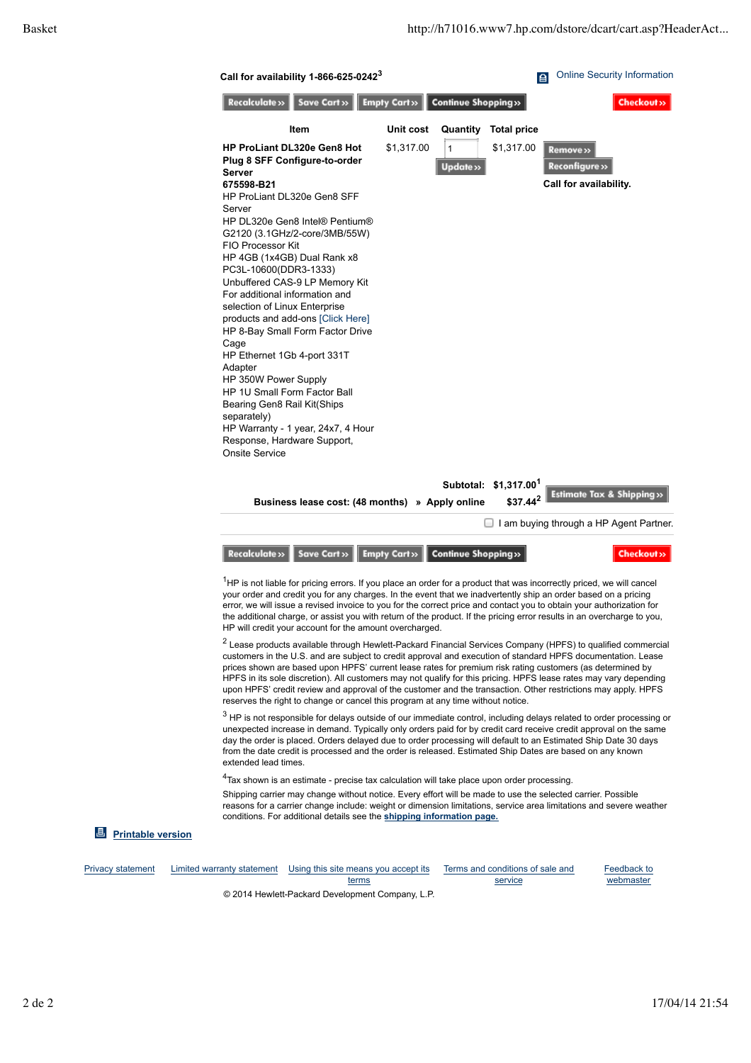**Call for availability 1-866-625-0242**[3]

Online Security Information

Recalculate » | Save Cart » | Empty Cart » | Continue Shopping » | Checkout »

| Item | Unit cost | Quantity | Total price | |
|---|---|---|---|---|
| **HP ProLiant DL320e Gen8 Hot Plug 8 SFF Configure-to-order Server** **675598-B21** HP ProLiant DL320e Gen8 SFF Server HP DL320e Gen8 Intel® Pentium® G2120 (3.1GHz/2-core/3MB/55W) FIO Processor Kit HP 4GB (1x4GB) Dual Rank x8 PC3L-10600(DDR3-1333) Unbuffered CAS-9 LP Memory Kit For additional information and selection of Linux Enterprise products and add-ons [Click Here] HP 8-Bay Small Form Factor Drive Cage HP Ethernet 1Gb 4-port 331T Adapter HP 350W Power Supply HP 1U Small Form Factor Ball Bearing Gen8 Rail Kit(Ships separately) HP Warranty - 1 year, 24x7, 4 Hour Response, Hardware Support, Onsite Service | $1,317.00 | 1 Update » | $1,317.00 | Remove » Reconfigure » **Call for availability.** |

**Subtotal: $1,317.00**[1] Estimate Tax & Shipping »

**Business lease cost: (48 months) » Apply online $37.44**[2]

☐ I am buying through a HP Agent Partner.

Recalculate » | Save Cart » | Empty Cart » | Continue Shopping » | Checkout »

[1]HP is not liable for pricing errors. If you place an order for a product that was incorrectly priced, we will cancel your order and credit you for any charges. In the event that we inadvertently ship an order based on a pricing error, we will issue a revised invoice to you for the correct price and contact you to obtain your authorization for the additional charge, or assist you with return of the product. If the pricing error results in an overcharge to you, HP will credit your account for the amount overcharged.

[2] Lease products available through Hewlett-Packard Financial Services Company (HPFS) to qualified commercial customers in the U.S. and are subject to credit approval and execution of standard HPFS documentation. Lease prices shown are based upon HPFS' current lease rates for premium risk rating customers (as determined by HPFS in its sole discretion). All customers may not qualify for this pricing. HPFS lease rates may vary depending upon HPFS' credit review and approval of the customer and the transaction. Other restrictions may apply. HPFS reserves the right to change or cancel this program at any time without notice.

[3] HP is not responsible for delays outside of our immediate control, including delays related to order processing or unexpected increase in demand. Typically only orders paid for by credit card receive credit approval on the same day the order is placed. Orders delayed due to order processing will default to an Estimated Ship Date 30 days from the date credit is processed and the order is released. Estimated Ship Dates are based on any known extended lead times.

[4]Tax shown is an estimate - precise tax calculation will take place upon order processing.

Shipping carrier may change without notice. Every effort will be made to use the selected carrier. Possible reasons for a carrier change include: weight or dimension limitations, service area limitations and severe weather conditions. For additional details see the **shipping information page.**

**Printable version**

Privacy statement | Limited warranty statement | Using this site means you accept its terms | Terms and conditions of sale and service | Feedback to webmaster

© 2014 Hewlett-Packard Development Company, L.P.